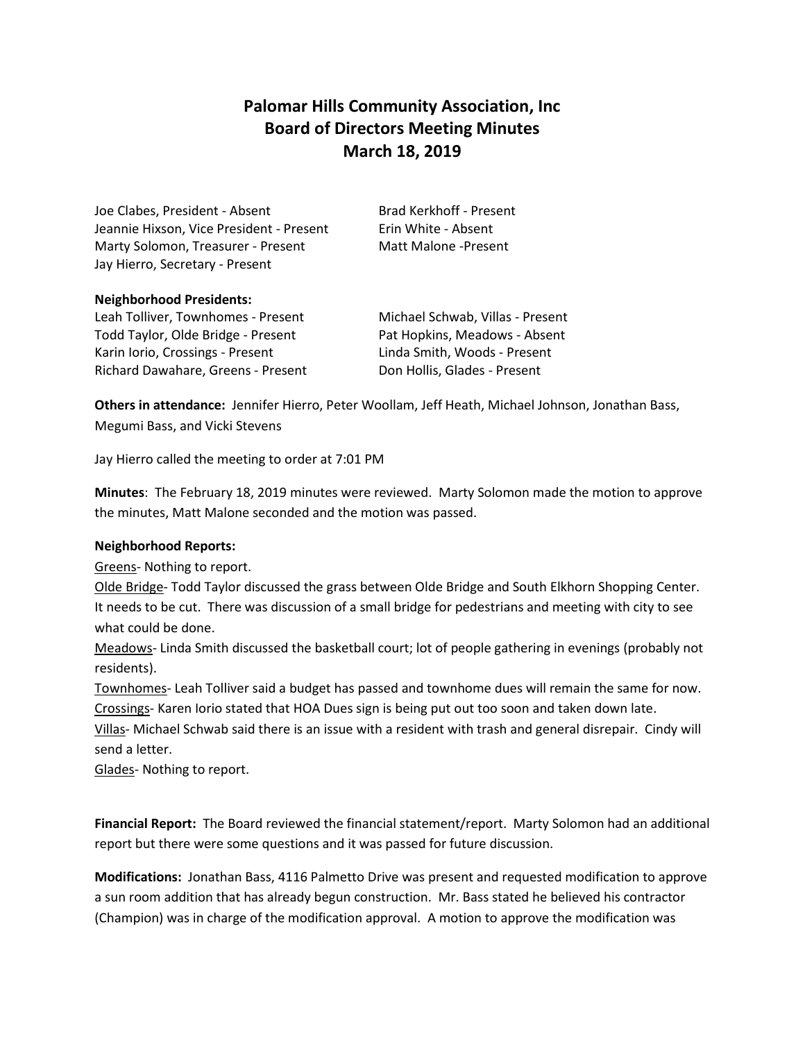# Palomar Hills Community Association, Inc
## Board of Directors Meeting Minutes
## March 18, 2019

Joe Clabes, President - Absent
Jeannie Hixson, Vice President - Present
Marty Solomon, Treasurer - Present
Jay Hierro, Secretary - Present
Brad Kerkhoff - Present
Erin White - Absent
Matt Malone -Present

**Neighborhood Presidents:**

Leah Tolliver, Townhomes - Present
Todd Taylor, Olde Bridge - Present
Karin Iorio, Crossings - Present
Richard Dawahare, Greens - Present
Michael Schwab, Villas - Present
Pat Hopkins, Meadows - Absent
Linda Smith, Woods - Present
Don Hollis, Glades - Present

**Others in attendance:** Jennifer Hierro, Peter Woollam, Jeff Heath, Michael Johnson, Jonathan Bass, Megumi Bass, and Vicki Stevens

Jay Hierro called the meeting to order at 7:01 PM

**Minutes**: The February 18, 2019 minutes were reviewed. Marty Solomon made the motion to approve the minutes, Matt Malone seconded and the motion was passed.

**Neighborhood Reports:**

Greens- Nothing to report.
Olde Bridge- Todd Taylor discussed the grass between Olde Bridge and South Elkhorn Shopping Center. It needs to be cut. There was discussion of a small bridge for pedestrians and meeting with city to see what could be done.
Meadows- Linda Smith discussed the basketball court; lot of people gathering in evenings (probably not residents).
Townhomes- Leah Tolliver said a budget has passed and townhome dues will remain the same for now.
Crossings- Karen Iorio stated that HOA Dues sign is being put out too soon and taken down late.
Villas- Michael Schwab said there is an issue with a resident with trash and general disrepair. Cindy will send a letter.
Glades- Nothing to report.

**Financial Report:** The Board reviewed the financial statement/report. Marty Solomon had an additional report but there were some questions and it was passed for future discussion.

**Modifications:** Jonathan Bass, 4116 Palmetto Drive was present and requested modification to approve a sun room addition that has already begun construction. Mr. Bass stated he believed his contractor (Champion) was in charge of the modification approval. A motion to approve the modification was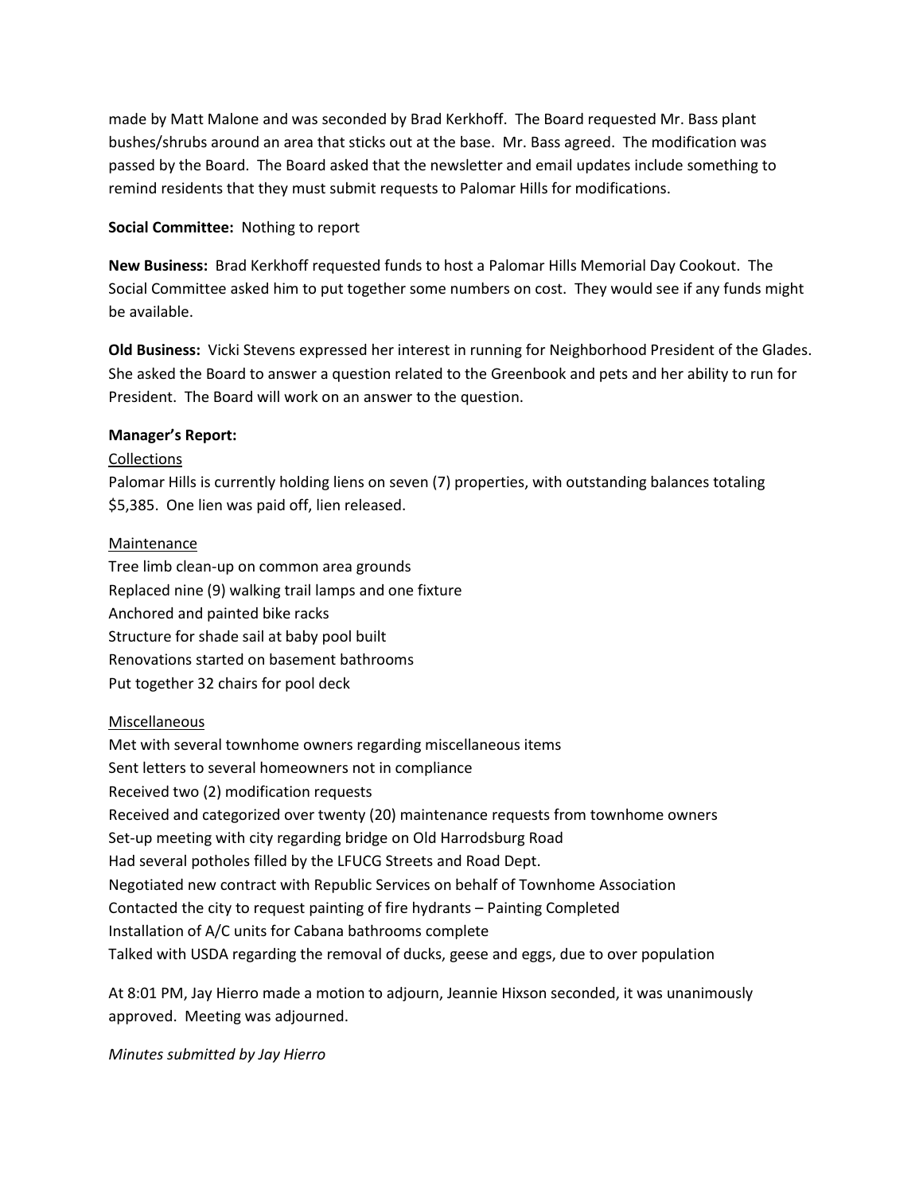made by Matt Malone and was seconded by Brad Kerkhoff. The Board requested Mr. Bass plant bushes/shrubs around an area that sticks out at the base. Mr. Bass agreed. The modification was passed by the Board. The Board asked that the newsletter and email updates include something to remind residents that they must submit requests to Palomar Hills for modifications.

**Social Committee:** Nothing to report

**New Business:** Brad Kerkhoff requested funds to host a Palomar Hills Memorial Day Cookout. The Social Committee asked him to put together some numbers on cost. They would see if any funds might be available.

**Old Business:** Vicki Stevens expressed her interest in running for Neighborhood President of the Glades. She asked the Board to answer a question related to the Greenbook and pets and her ability to run for President. The Board will work on an answer to the question.

**Manager's Report:**

<u>Collections</u>

Palomar Hills is currently holding liens on seven (7) properties, with outstanding balances totaling $5,385. One lien was paid off, lien released.

<u>Maintenance</u>

Tree limb clean-up on common area grounds
Replaced nine (9) walking trail lamps and one fixture
Anchored and painted bike racks
Structure for shade sail at baby pool built
Renovations started on basement bathrooms
Put together 32 chairs for pool deck

<u>Miscellaneous</u>

Met with several townhome owners regarding miscellaneous items
Sent letters to several homeowners not in compliance
Received two (2) modification requests
Received and categorized over twenty (20) maintenance requests from townhome owners
Set-up meeting with city regarding bridge on Old Harrodsburg Road
Had several potholes filled by the LFUCG Streets and Road Dept.
Negotiated new contract with Republic Services on behalf of Townhome Association
Contacted the city to request painting of fire hydrants – Painting Completed
Installation of A/C units for Cabana bathrooms complete
Talked with USDA regarding the removal of ducks, geese and eggs, due to over population

At 8:01 PM, Jay Hierro made a motion to adjourn, Jeannie Hixson seconded, it was unanimously approved. Meeting was adjourned.

*Minutes submitted by Jay Hierro*